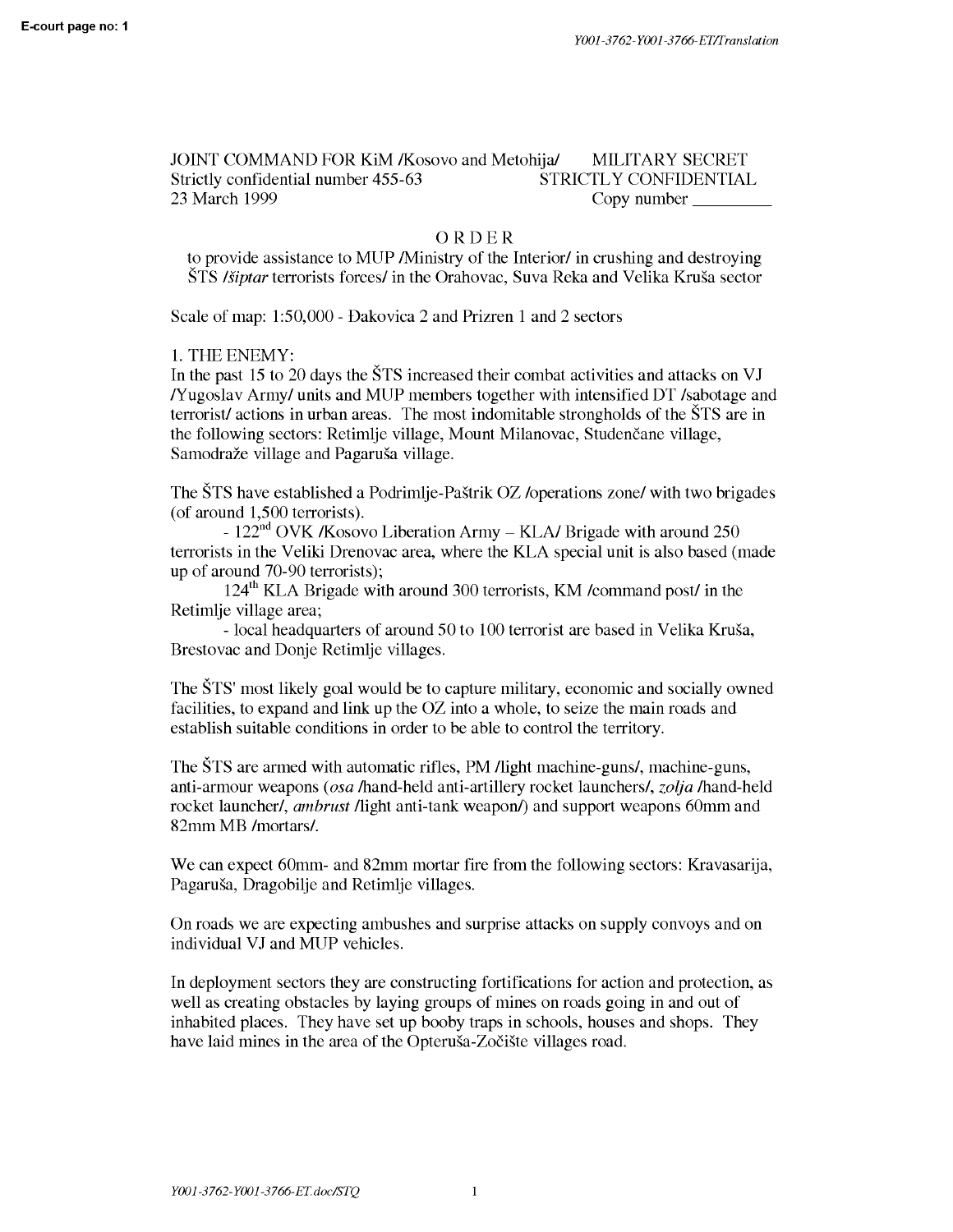JOINT COMMAND FOR KiM /Kosovo and Metohija/ MILITARY SECRET
Strictly confidential number 455-63 STRICTLY CONFIDENTIAL
23 March 1999 Copy number _________

# ORDER

to provide assistance to MUP /Ministry of the Interior/ in crushing and destroying ŠTS /*šiptar* terrorists forces/ in the Orahovac, Suva Reka and Velika Kruša sector

Scale of map: 1:50,000 - Đakovica 2 and Prizren 1 and 2 sectors

## 1. THE ENEMY:

In the past 15 to 20 days the ŠTS increased their combat activities and attacks on VJ /Yugoslav Army/ units and MUP members together with intensified DT /sabotage and terrorist/ actions in urban areas. The most indomitable strongholds of the ŠTS are in the following sectors: Retimlje village, Mount Milanovac, Studenčane village, Samodraže village and Pagaruša village.

The ŠTS have established a Podrimlje-Paštrik OZ /operations zone/ with two brigades (of around 1,500 terrorists).

- 122nd OVK /Kosovo Liberation Army – KLA/ Brigade with around 250 terrorists in the Veliki Drenovac area, where the KLA special unit is also based (made up of around 70-90 terrorists);
- 124th KLA Brigade with around 300 terrorists, KM /command post/ in the Retimlje village area;
- local headquarters of around 50 to 100 terrorist are based in Velika Kruša, Brestovac and Donje Retimlje villages.

The ŠTS' most likely goal would be to capture military, economic and socially owned facilities, to expand and link up the OZ into a whole, to seize the main roads and establish suitable conditions in order to be able to control the territory.

The ŠTS are armed with automatic rifles, PM /light machine-guns/, machine-guns, anti-armour weapons (*osa* /hand-held anti-artillery rocket launchers/, *zolja* /hand-held rocket launcher/, *ambrust* /light anti-tank weapon/) and support weapons 60mm and 82mm MB /mortars/.

We can expect 60mm- and 82mm mortar fire from the following sectors: Kravasarija, Pagaruša, Dragobilje and Retimlje villages.

On roads we are expecting ambushes and surprise attacks on supply convoys and on individual VJ and MUP vehicles.

In deployment sectors they are constructing fortifications for action and protection, as well as creating obstacles by laying groups of mines on roads going in and out of inhabited places. They have set up booby traps in schools, houses and shops. They have laid mines in the area of the Opteruša-Zočište villages road.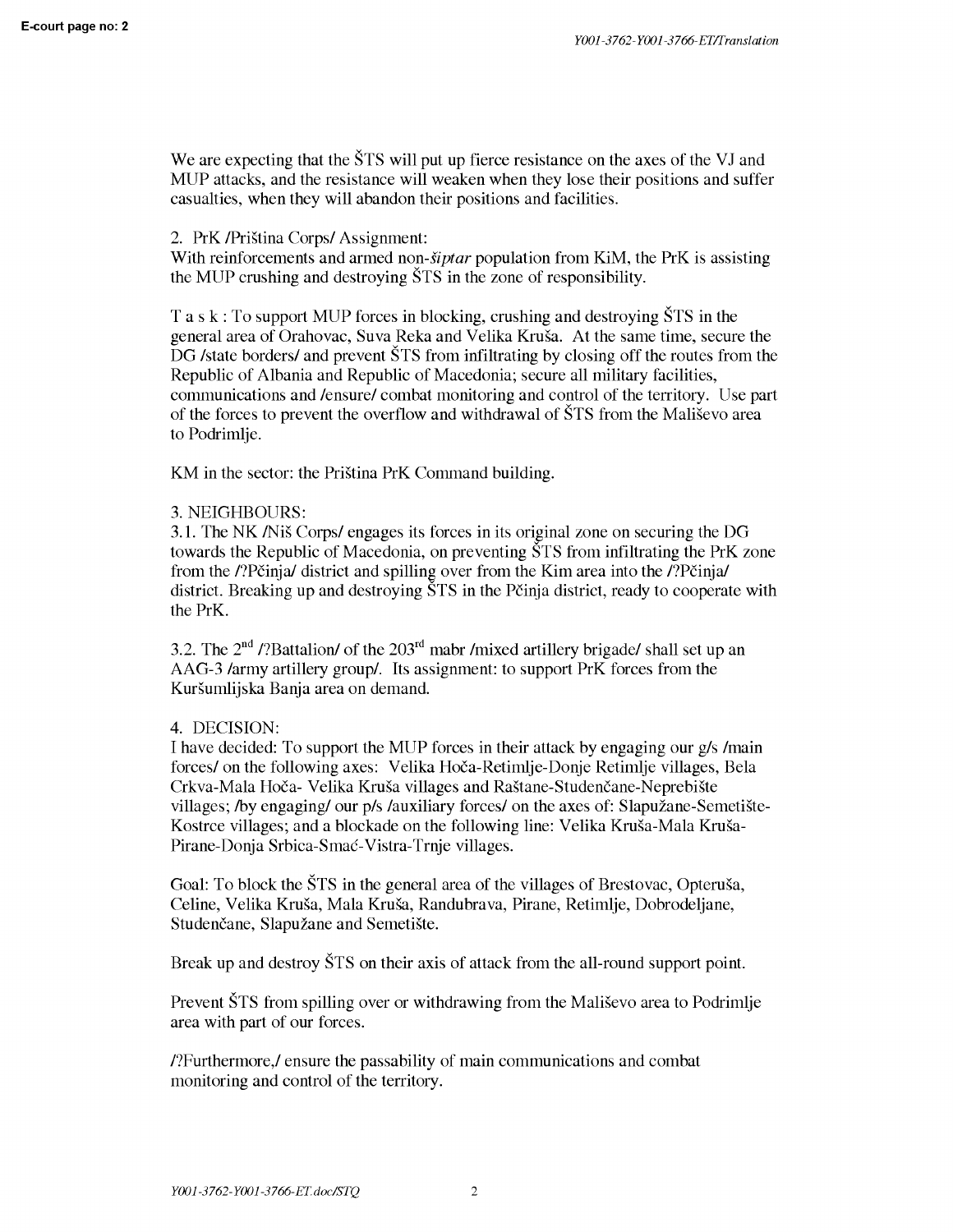We are expecting that the ŠTS will put up fierce resistance on the axes of the VJ and MUP attacks, and the resistance will weaken when they lose their positions and suffer casualties, when they will abandon their positions and facilities.

2. PrK /Priština Corps/ Assignment:
With reinforcements and armed non-*šiptar* population from KiM, the PrK is assisting the MUP crushing and destroying ŠTS in the zone of responsibility.

T a s k : To support MUP forces in blocking, crushing and destroying ŠTS in the general area of Orahovac, Suva Reka and Velika Kruša. At the same time, secure the DG /state borders/ and prevent ŠTS from infiltrating by closing off the routes from the Republic of Albania and Republic of Macedonia; secure all military facilities, communications and /ensure/ combat monitoring and control of the territory. Use part of the forces to prevent the overflow and withdrawal of ŠTS from the Mališevo area to Podrimlje.

KM in the sector: the Priština PrK Command building.

3. NEIGHBOURS:
3.1. The NK /Niš Corps/ engages its forces in its original zone on securing the DG towards the Republic of Macedonia, on preventing ŠTS from infiltrating the PrK zone from the /?Pčinja/ district and spilling over from the Kim area into the /?Pčinja/ district. Breaking up and destroying ŠTS in the Pčinja district, ready to cooperate with the PrK.

3.2. The 2nd /?Battalion/ of the 203rd mabr /mixed artillery brigade/ shall set up an AAG-3 /army artillery group/. Its assignment: to support PrK forces from the Kuršumlijska Banja area on demand.

4. DECISION:
I have decided: To support the MUP forces in their attack by engaging our g/s /main forces/ on the following axes: Velika Hoča-Retimlje-Donje Retimlje villages, Bela Crkva-Mala Hoča- Velika Kruša villages and Raštane-Studenčane-Neprebište villages; /by engaging/ our p/s /auxiliary forces/ on the axes of: Slapužane-Semetište-Kostrce villages; and a blockade on the following line: Velika Kruša-Mala Kruša-Pirane-Donja Srbica-Smać-Vistra-Trnje villages.

Goal: To block the ŠTS in the general area of the villages of Brestovac, Opteruša, Celine, Velika Kruša, Mala Kruša, Randubrava, Pirane, Retimlje, Dobrodeljane, Studenčane, Slapužane and Semetište.

Break up and destroy ŠTS on their axis of attack from the all-round support point.

Prevent ŠTS from spilling over or withdrawing from the Mališevo area to Podrimlje area with part of our forces.

/?Furthermore,/ ensure the passability of main communications and combat monitoring and control of the territory.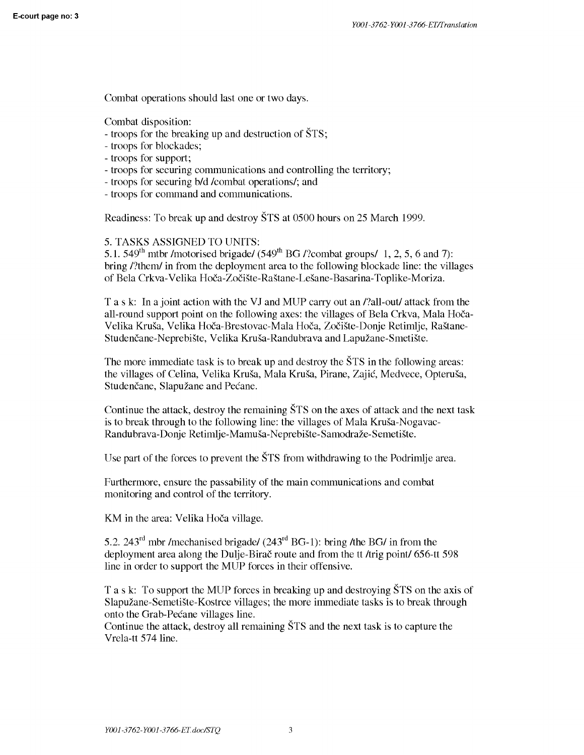Combat operations should last one or two days.

Combat disposition:
- troops for the breaking up and destruction of ŠTS;
- troops for blockades;
- troops for support;
- troops for securing communications and controlling the territory;
- troops for securing b/d /combat operations/; and
- troops for command and communications.

Readiness: To break up and destroy ŠTS at 0500 hours on 25 March 1999.

5. TASKS ASSIGNED TO UNITS:
5.1. 549th mtbr /motorised brigade/ (549th BG /?combat groups/ 1, 2, 5, 6 and 7): bring /?them/ in from the deployment area to the following blockade line: the villages of Bela Crkva-Velika Hoča-Zočište-Raštane-Lešane-Basarina-Toplike-Moriza.

T a s k: In a joint action with the VJ and MUP carry out an /?all-out/ attack from the all-round support point on the following axes: the villages of Bela Crkva, Mala Hoča-Velika Kruša, Velika Hoča-Brestovac-Mala Hoča, Zočište-Donje Retimlje, Raštane-Studenčane-Neprebište, Velika Kruša-Randubrava and Lapužane-Smetište.

The more immediate task is to break up and destroy the ŠTS in the following areas: the villages of Celina, Velika Kruša, Mala Kruša, Pirane, Zajić, Medvece, Opteruša, Studenčane, Slapužane and Pećane.

Continue the attack, destroy the remaining ŠTS on the axes of attack and the next task is to break through to the following line: the villages of Mala Kruša-Nogavac-Randubrava-Donje Retimlje-Mamuša-Neprebište-Samodraže-Semetište.

Use part of the forces to prevent the ŠTS from withdrawing to the Podrimlje area.

Furthermore, ensure the passability of the main communications and combat monitoring and control of the territory.

KM in the area: Velika Hoča village.

5.2. 243rd mbr /mechanised brigade/ (243rd BG-1): bring /the BG/ in from the deployment area along the Dulje-Birač route and from the tt /trig point/ 656-tt 598 line in order to support the MUP forces in their offensive.

T a s k: To support the MUP forces in breaking up and destroying ŠTS on the axis of Slapužane-Semetište-Kostrce villages; the more immediate tasks is to break through onto the Grab-Pećane villages line.
Continue the attack, destroy all remaining ŠTS and the next task is to capture the Vrela-tt 574 line.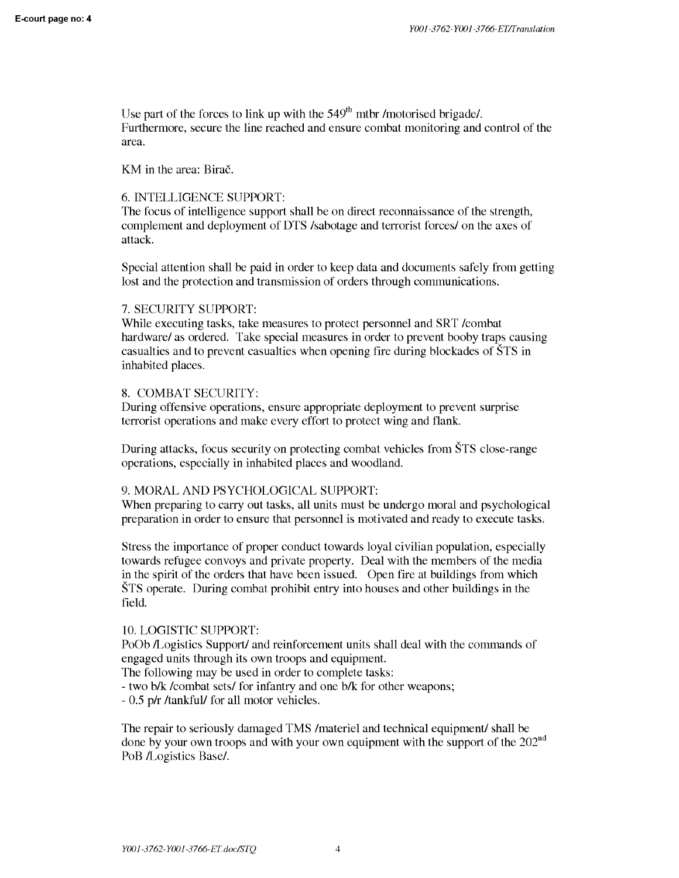Use part of the forces to link up with the 549th mtbr /motorised brigade/. Furthermore, secure the line reached and ensure combat monitoring and control of the area.

KM in the area: Birač.

6. INTELLIGENCE SUPPORT:
The focus of intelligence support shall be on direct reconnaissance of the strength, complement and deployment of DTS /sabotage and terrorist forces/ on the axes of attack.

Special attention shall be paid in order to keep data and documents safely from getting lost and the protection and transmission of orders through communications.

7. SECURITY SUPPORT:
While executing tasks, take measures to protect personnel and SRT /combat hardware/ as ordered. Take special measures in order to prevent booby traps causing casualties and to prevent casualties when opening fire during blockades of ŠTS in inhabited places.

8. COMBAT SECURITY:
During offensive operations, ensure appropriate deployment to prevent surprise terrorist operations and make every effort to protect wing and flank.

During attacks, focus security on protecting combat vehicles from ŠTS close-range operations, especially in inhabited places and woodland.

9. MORAL AND PSYCHOLOGICAL SUPPORT:
When preparing to carry out tasks, all units must be undergo moral and psychological preparation in order to ensure that personnel is motivated and ready to execute tasks.

Stress the importance of proper conduct towards loyal civilian population, especially towards refugee convoys and private property. Deal with the members of the media in the spirit of the orders that have been issued. Open fire at buildings from which ŠTS operate. During combat prohibit entry into houses and other buildings in the field.

10. LOGISTIC SUPPORT:
PoOb /Logistics Support/ and reinforcement units shall deal with the commands of engaged units through its own troops and equipment.
The following may be used in order to complete tasks:
- two b/k /combat sets/ for infantry and one b/k for other weapons;
- 0.5 p/r /tankful/ for all motor vehicles.

The repair to seriously damaged TMS /materiel and technical equipment/ shall be done by your own troops and with your own equipment with the support of the 202nd PoB /Logistics Base/.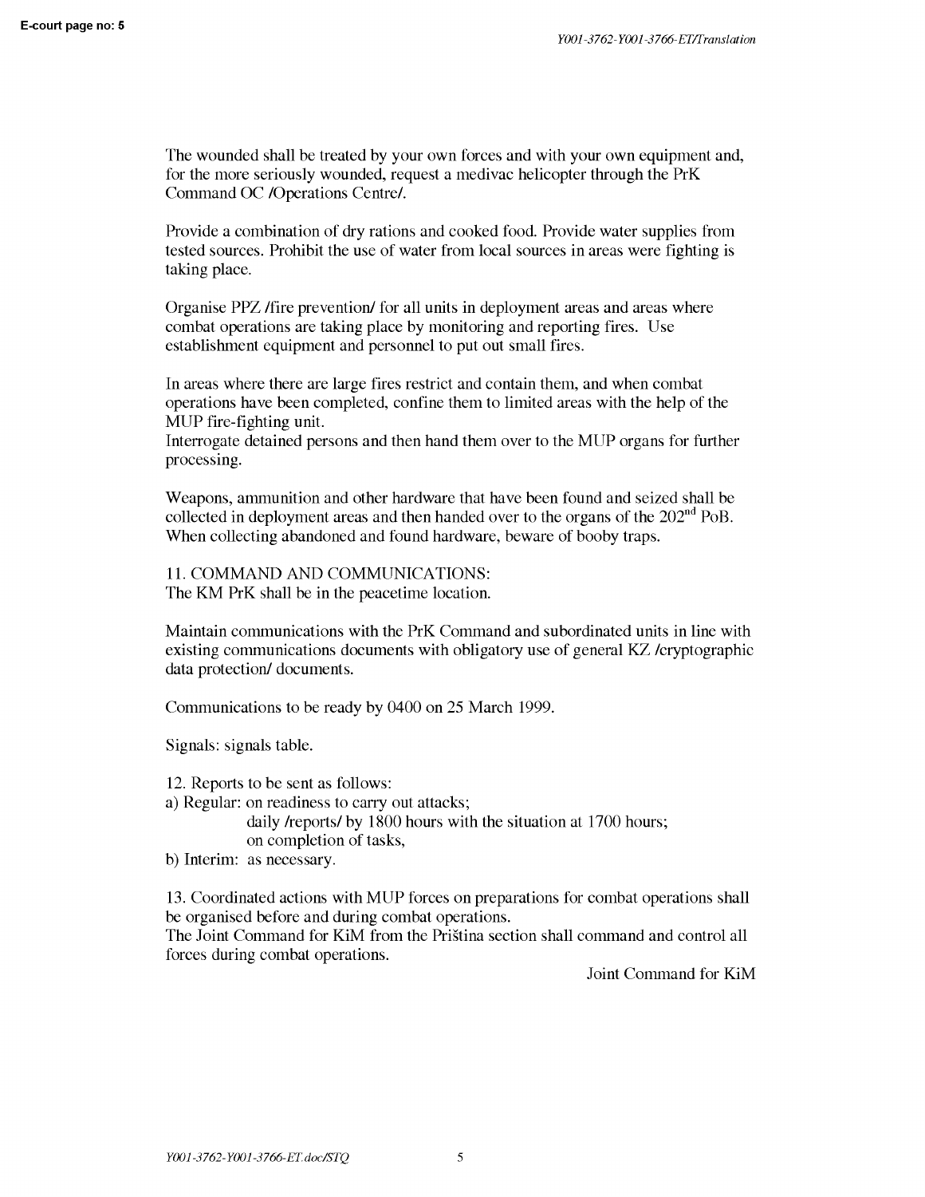The wounded shall be treated by your own forces and with your own equipment and, for the more seriously wounded, request a medivac helicopter through the PrK Command OC /Operations Centre/.

Provide a combination of dry rations and cooked food. Provide water supplies from tested sources. Prohibit the use of water from local sources in areas were fighting is taking place.

Organise PPZ /fire prevention/ for all units in deployment areas and areas where combat operations are taking place by monitoring and reporting fires. Use establishment equipment and personnel to put out small fires.

In areas where there are large fires restrict and contain them, and when combat operations have been completed, confine them to limited areas with the help of the MUP fire-fighting unit.
Interrogate detained persons and then hand them over to the MUP organs for further processing.

Weapons, ammunition and other hardware that have been found and seized shall be collected in deployment areas and then handed over to the organs of the 202nd PoB. When collecting abandoned and found hardware, beware of booby traps.

11. COMMAND AND COMMUNICATIONS:
The KM PrK shall be in the peacetime location.

Maintain communications with the PrK Command and subordinated units in line with existing communications documents with obligatory use of general KZ /cryptographic data protection/ documents.

Communications to be ready by 0400 on 25 March 1999.

Signals: signals table.

12. Reports to be sent as follows:
a) Regular: on readiness to carry out attacks;
daily /reports/ by 1800 hours with the situation at 1700 hours;
on completion of tasks,
b) Interim: as necessary.

13. Coordinated actions with MUP forces on preparations for combat operations shall be organised before and during combat operations.
The Joint Command for KiM from the Priština section shall command and control all forces during combat operations.

Joint Command for KiM